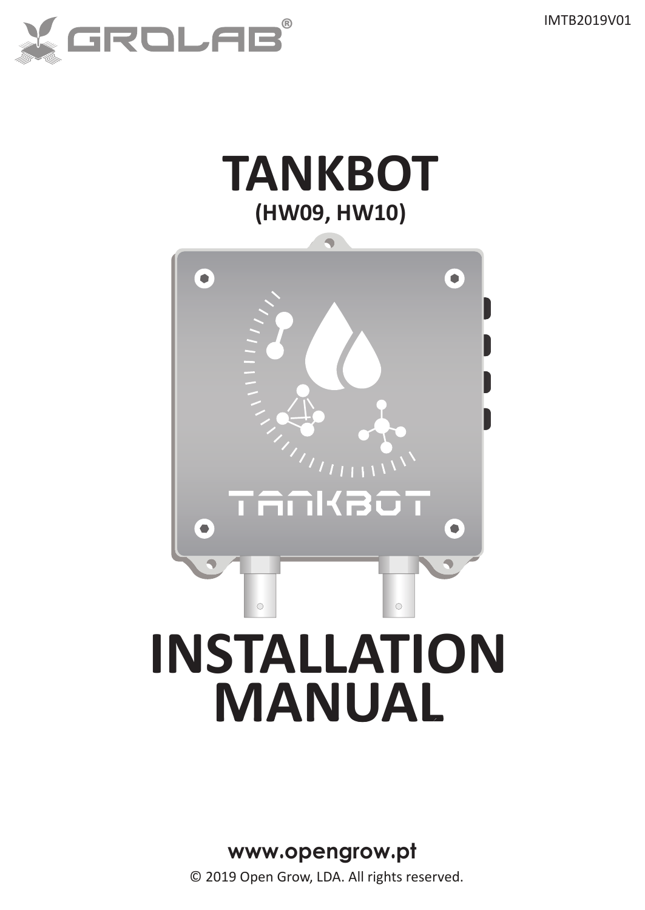IMTB2019V01

GROLAB®

# TANKBOT

## (HW09, HW10)

# INSTALLATION MANUAL

**www.opengrow.pt**

© 2019 Open Grow, LDA. All rights reserved.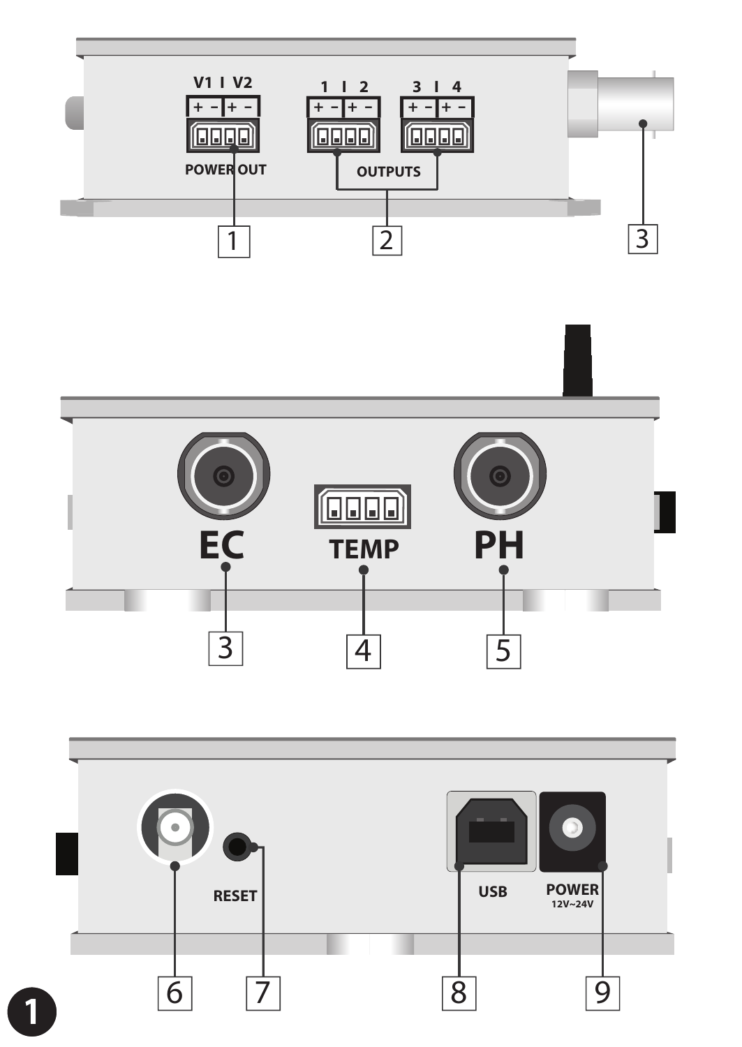V1 I V2

+ − + −

POWER OUT

1 I 2

+ − + −

3 I 4

+ − + −

OUTPUTS

1

2

3

EC

TEMP

PH

3

4

5

RESET

USB

POWER

12V~24V

6

7

8

9

1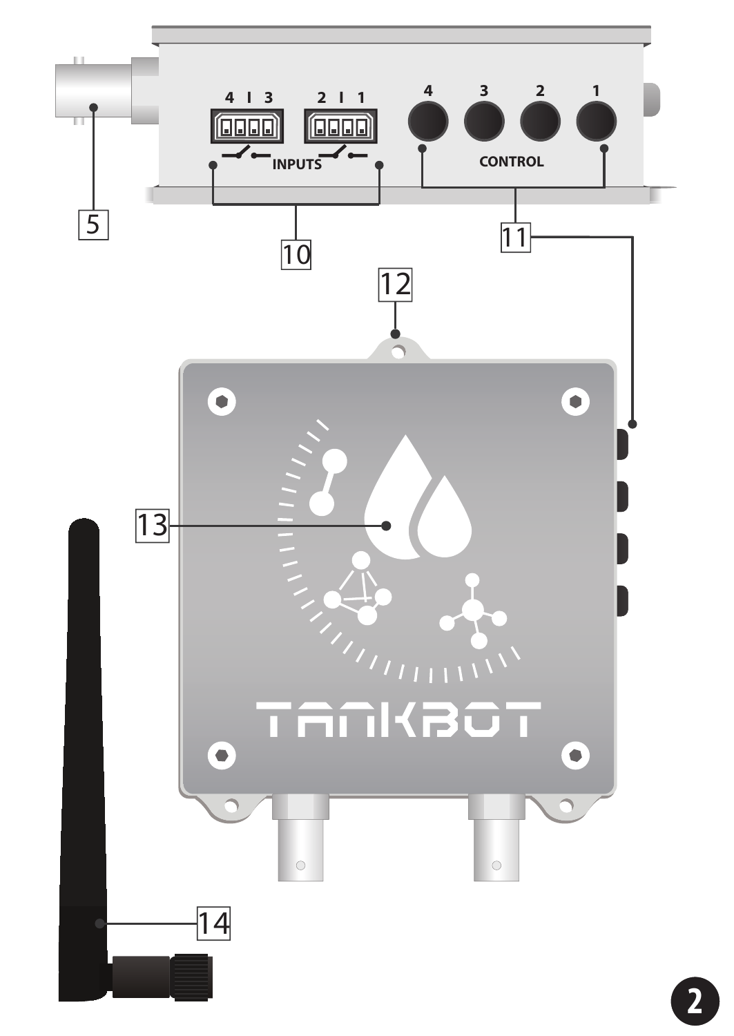4 I 3

2 I 1

INPUTS

4

3

2

1

CONTROL

5

10

11

12

13

TANKBOT

14

2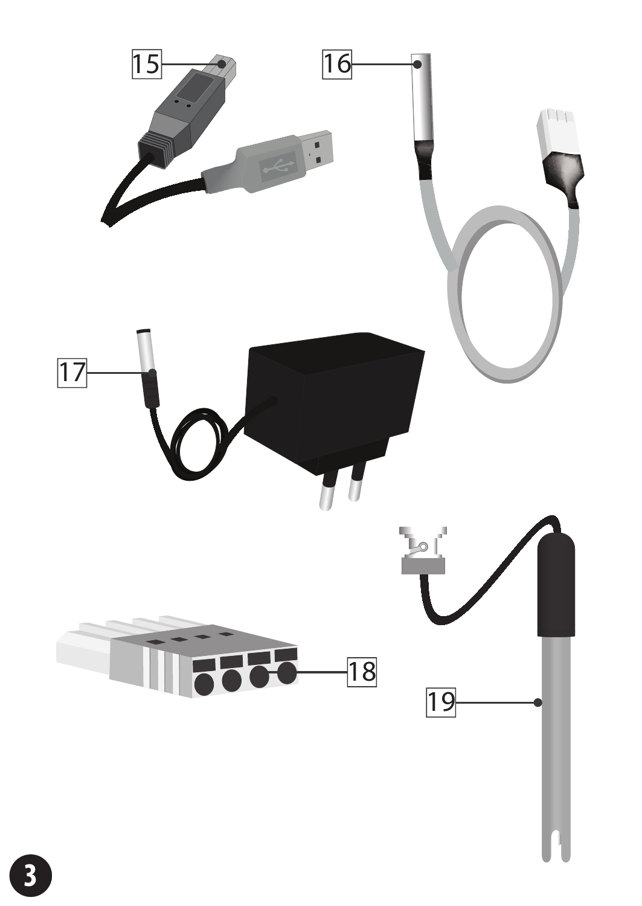15

16

17

18

19

3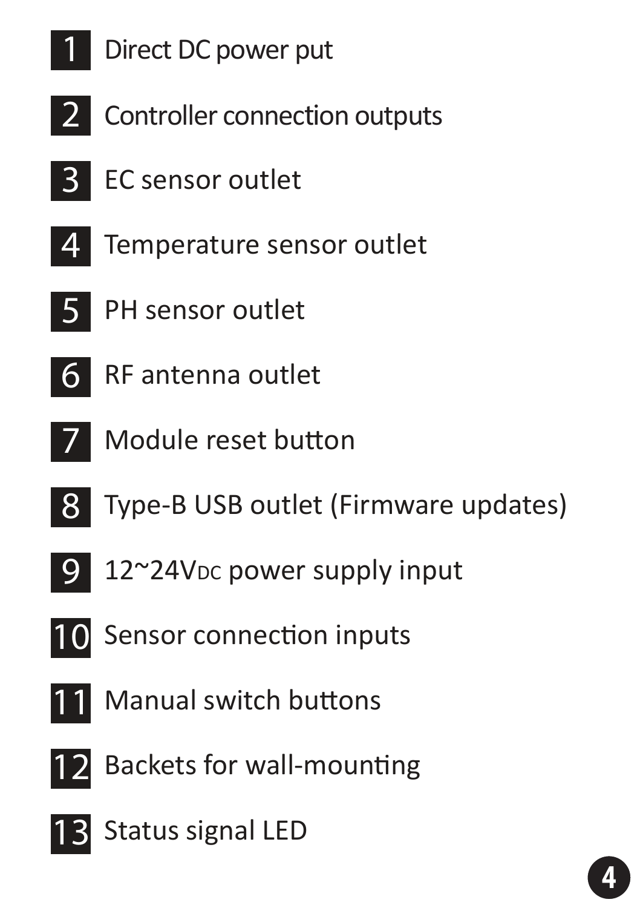1. Direct DC power put
2. Controller connection outputs
3. EC sensor outlet
4. Temperature sensor outlet
5. PH sensor outlet
6. RF antenna outlet
7. Module reset button
8. Type-B USB outlet (Firmware updates)
9. 12~24$V_{DC}$ power supply input
10. Sensor connection inputs
11. Manual switch buttons
12. Backets for wall-mounting
13. Status signal LED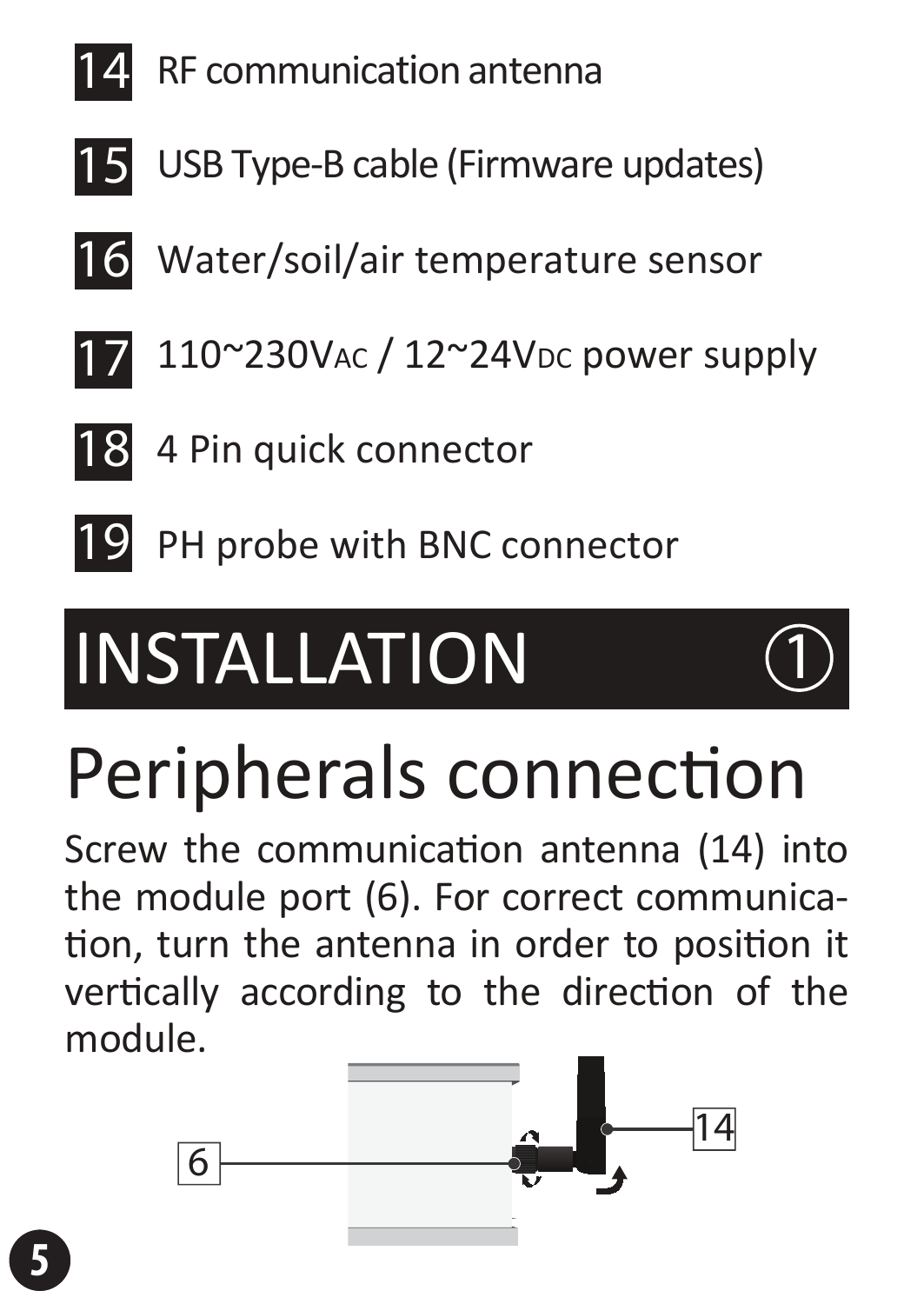14 RF communication antenna

15 USB Type-B cable (Firmware updates)

16 Water/soil/air temperature sensor

17 110~230VAC / 12~24VDC power supply

18 4 Pin quick connector

19 PH probe with BNC connector

# INSTALLATION ①

## Peripherals connection

Screw the communication antenna (14) into the module port (6). For correct communication, turn the antenna in order to position it vertically according to the direction of the module.

6

14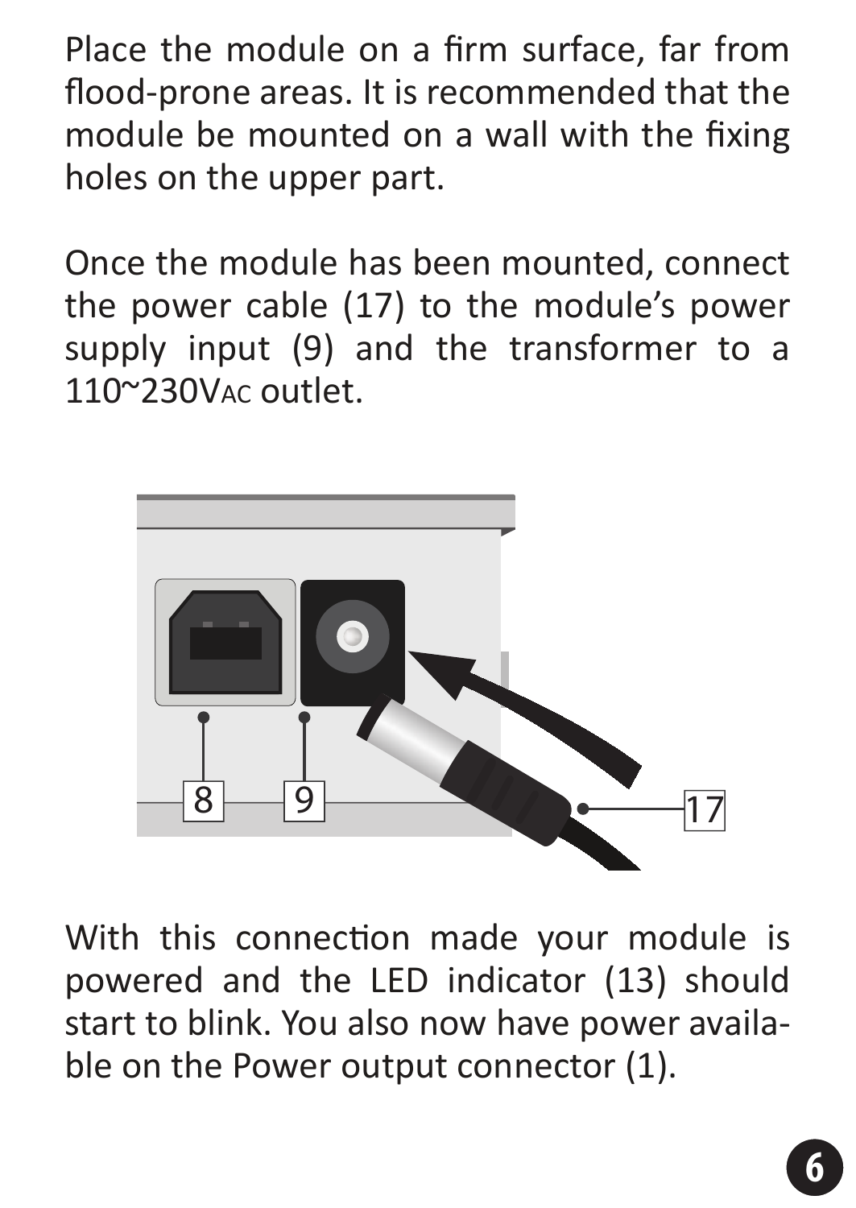Place the module on a firm surface, far from flood-prone areas. It is recommended that the module be mounted on a wall with the fixing holes on the upper part.

Once the module has been mounted, connect the power cable (17) to the module's power supply input (9) and the transformer to a 110~230VAC outlet.

8

9

17

With this connection made your module is powered and the LED indicator (13) should start to blink. You also now have power available on the Power output connector (1).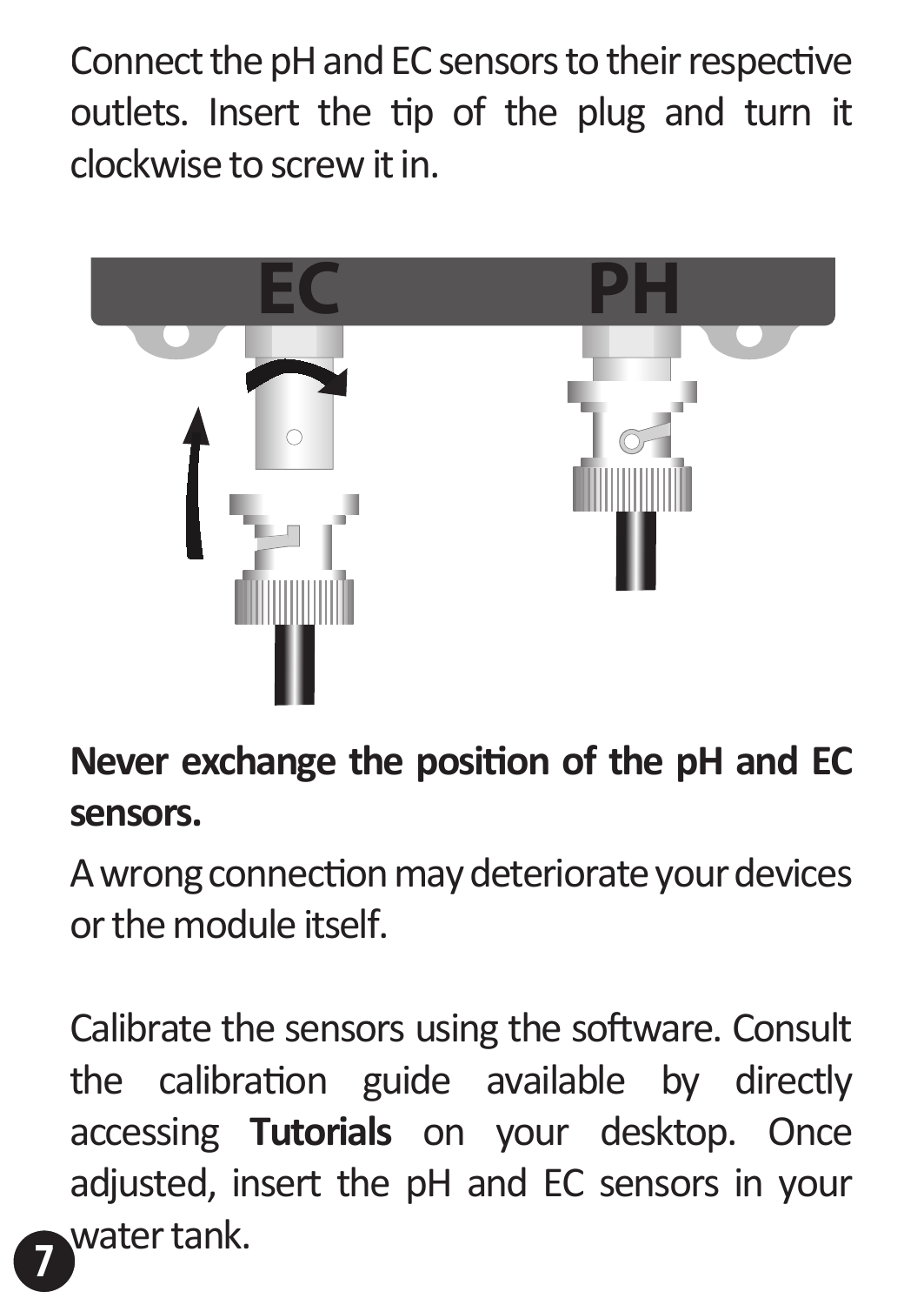Connect the pH and EC sensors to their respective outlets. Insert the tip of the plug and turn it clockwise to screw it in.

EC

PH

**Never exchange the position of the pH and EC sensors.**

A wrong connection may deteriorate your devices or the module itself.

Calibrate the sensors using the software. Consult the calibration guide available by directly accessing **Tutorials** on your desktop. Once adjusted, insert the pH and EC sensors in your water tank.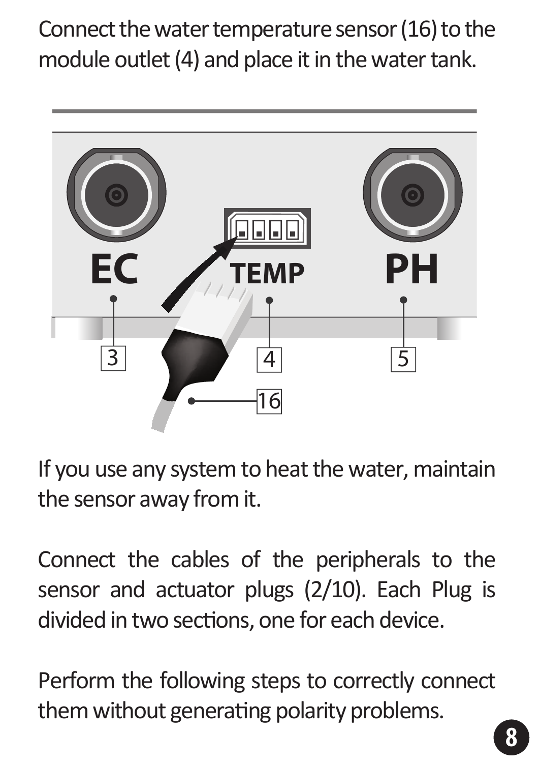Connect the water temperature sensor (16) to the module outlet (4) and place it in the water tank.

EC

TEMP

PH

3

4

5

16

If you use any system to heat the water, maintain the sensor away from it.

Connect the cables of the peripherals to the sensor and actuator plugs (2/10). Each Plug is divided in two sections, one for each device.

Perform the following steps to correctly connect them without generating polarity problems.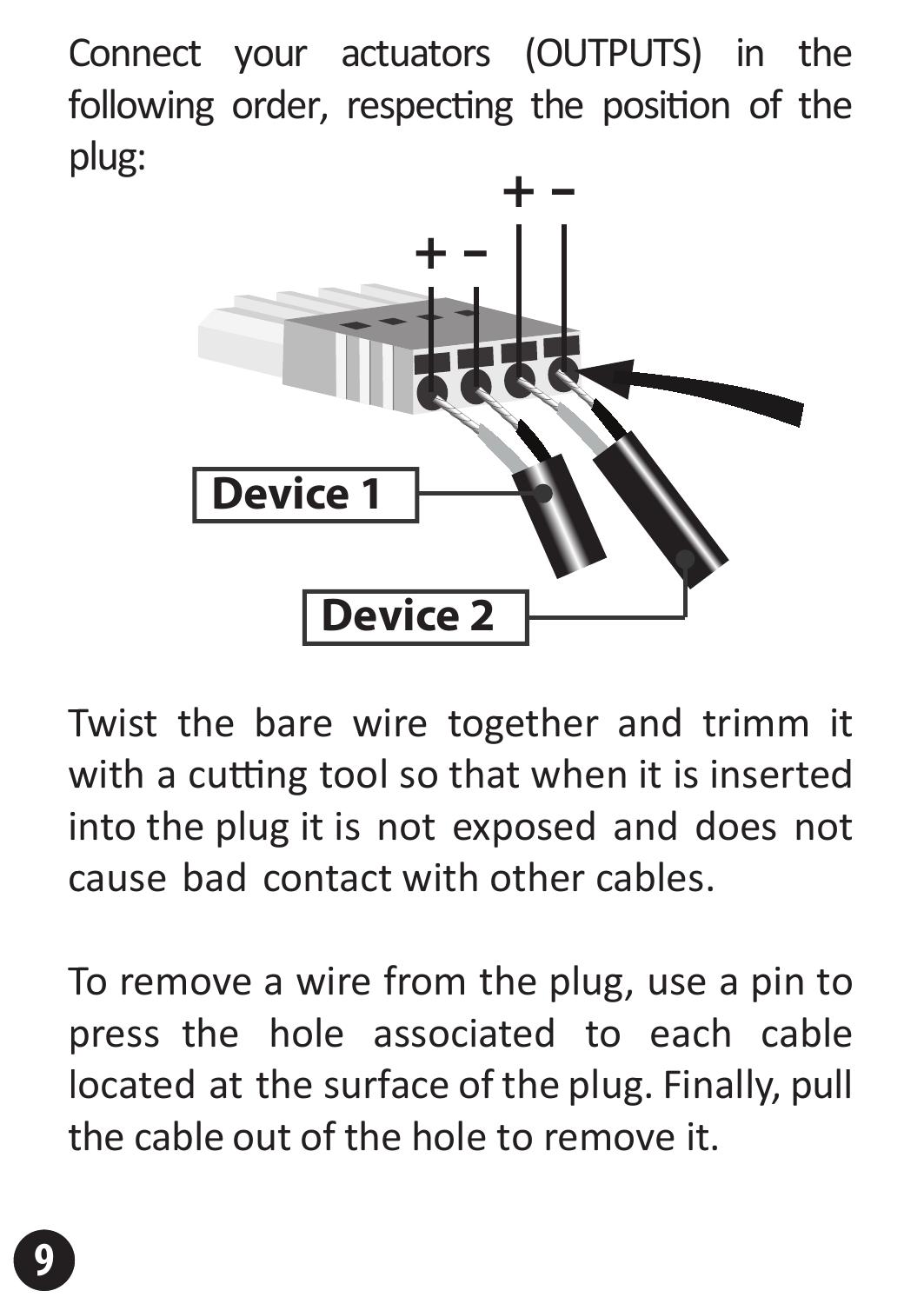Connect your actuators (OUTPUTS) in the following order, respecting the position of the plug:

+ –

+ –

Device 1

Device 2

Twist the bare wire together and trimm it with a cutting tool so that when it is inserted into the plug it is not exposed and does not cause bad contact with other cables.

To remove a wire from the plug, use a pin to press the hole associated to each cable located at the surface of the plug. Finally, pull the cable out of the hole to remove it.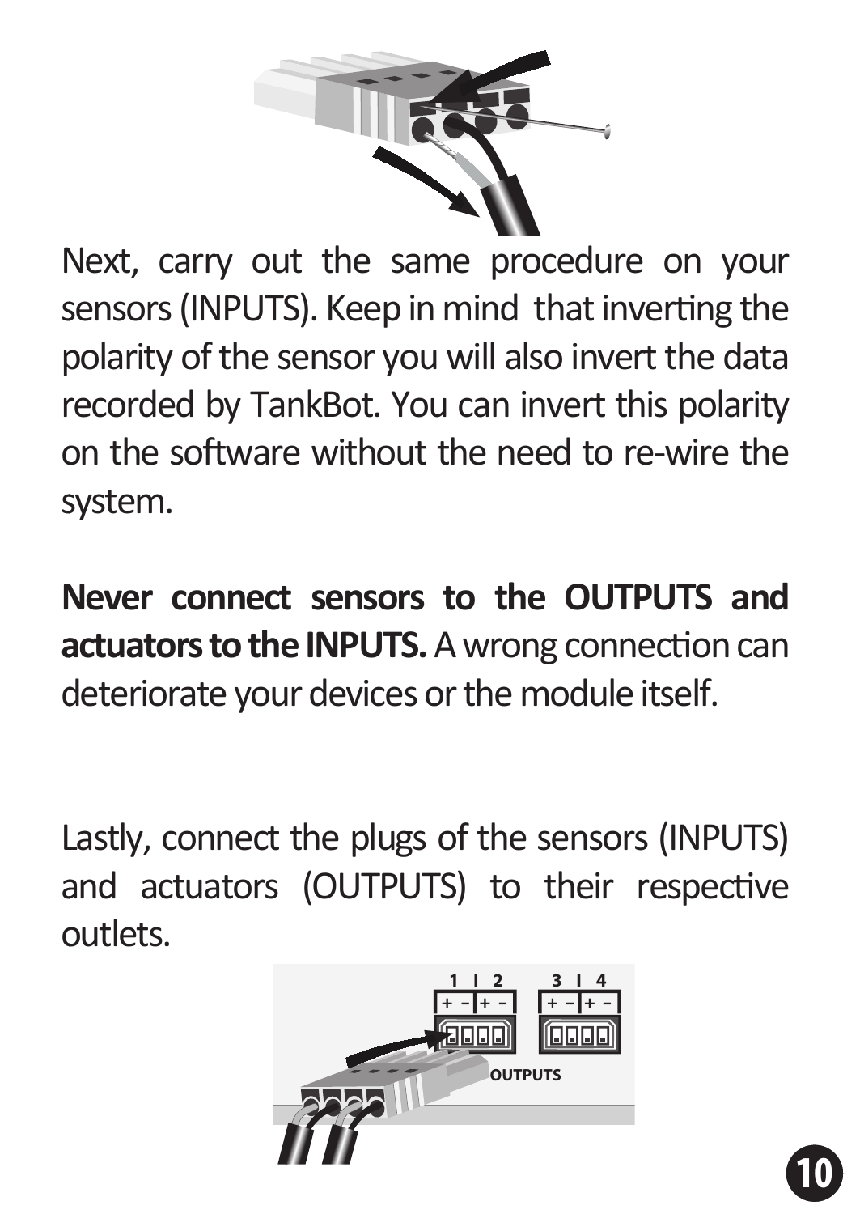Next, carry out the same procedure on your sensors (INPUTS). Keep in mind that inverting the polarity of the sensor you will also invert the data recorded by TankBot. You can invert this polarity on the software without the need to re-wire the system.

**Never connect sensors to the OUTPUTS and actuators to the INPUTS.** A wrong connection can deteriorate your devices or the module itself.

Lastly, connect the plugs of the sensors (INPUTS) and actuators (OUTPUTS) to their respective outlets.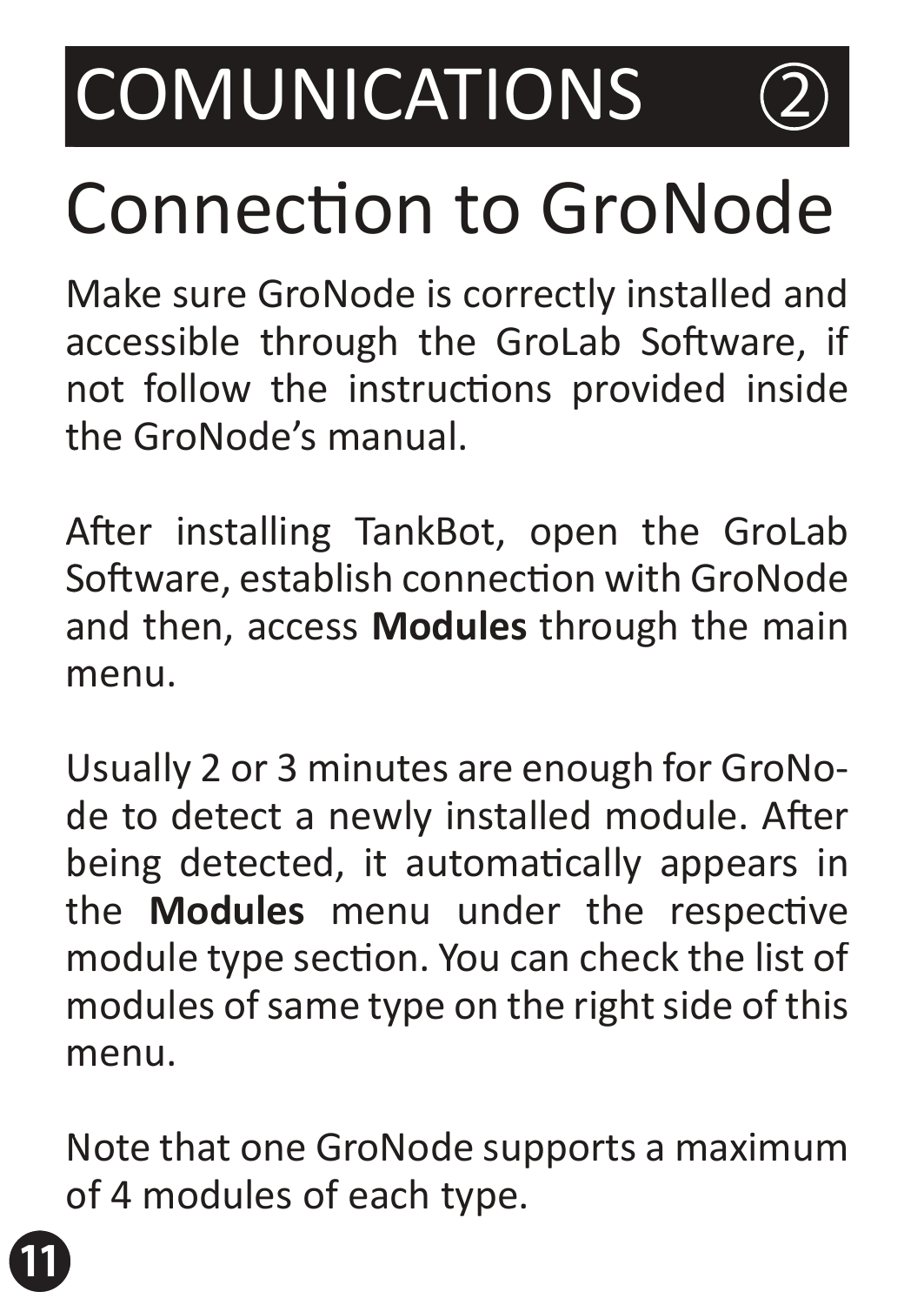# COMUNICATIONS ②

## Connection to GroNode

Make sure GroNode is correctly installed and accessible through the GroLab Software, if not follow the instructions provided inside the GroNode's manual.

After installing TankBot, open the GroLab Software, establish connection with GroNode and then, access **Modules** through the main menu.

Usually 2 or 3 minutes are enough for GroNode to detect a newly installed module. After being detected, it automatically appears in the **Modules** menu under the respective module type section. You can check the list of modules of same type on the right side of this menu.

Note that one GroNode supports a maximum of 4 modules of each type.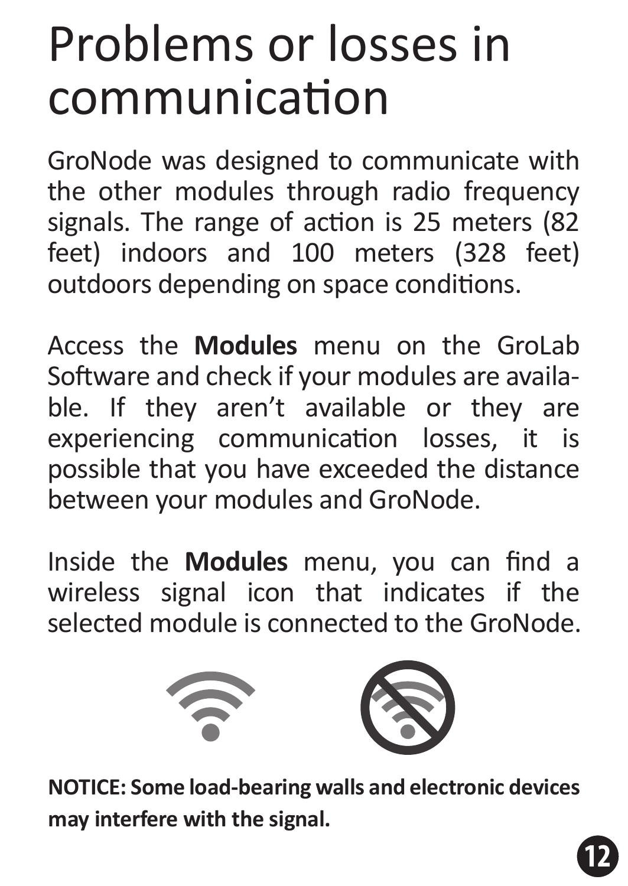# Problems or losses in communication

GroNode was designed to communicate with the other modules through radio frequency signals. The range of action is 25 meters (82 feet) indoors and 100 meters (328 feet) outdoors depending on space conditions.

Access the **Modules** menu on the GroLab Software and check if your modules are available. If they aren't available or they are experiencing communication losses, it is possible that you have exceeded the distance between your modules and GroNode.

Inside the **Modules** menu, you can find a wireless signal icon that indicates if the selected module is connected to the GroNode.

**NOTICE: Some load-bearing walls and electronic devices may interfere with the signal.**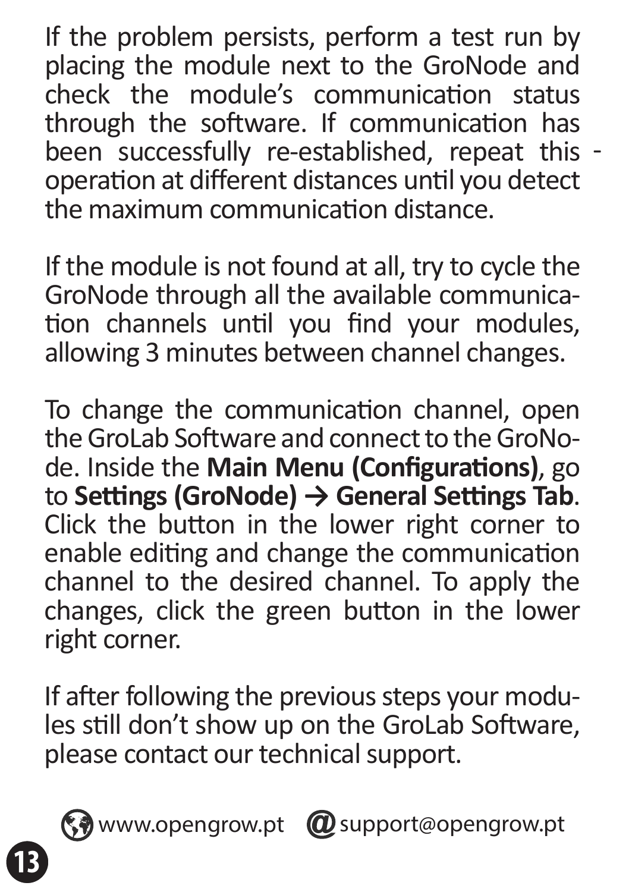If the problem persists, perform a test run by placing the module next to the GroNode and check the module's communication status through the software. If communication has been successfully re-established, repeat this operation at different distances until you detect the maximum communication distance.

If the module is not found at all, try to cycle the GroNode through all the available communication channels until you find your modules, allowing 3 minutes between channel changes.

To change the communication channel, open the GroLab Software and connect to the GroNode. Inside the **Main Menu (Configurations)**, go to **Settings (GroNode) → General Settings Tab**. Click the button in the lower right corner to enable editing and change the communication channel to the desired channel. To apply the changes, click the green button in the lower right corner.

If after following the previous steps your modules still don't show up on the GroLab Software, please contact our technical support.

www.opengrow.pt support@opengrow.pt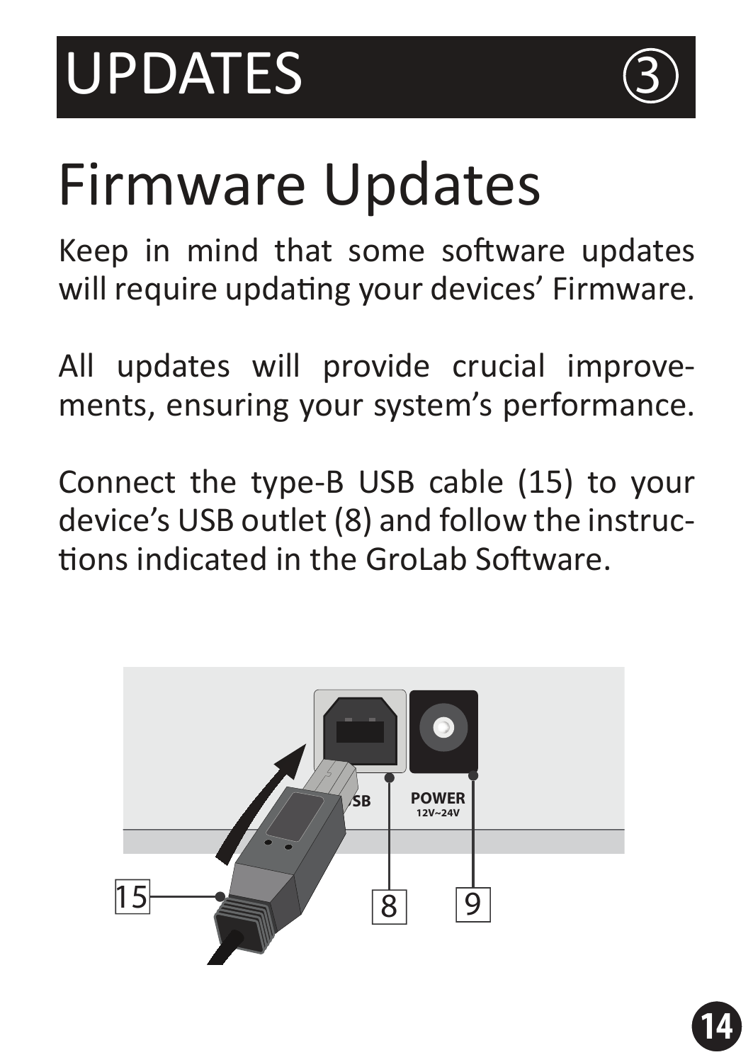# UPDATES ③

## Firmware Updates

Keep in mind that some software updates will require updating your devices' Firmware.

All updates will provide crucial improvements, ensuring your system's performance.

Connect the type-B USB cable (15) to your device's USB outlet (8) and follow the instructions indicated in the GroLab Software.

USB
POWER
12V~24V
15
8
9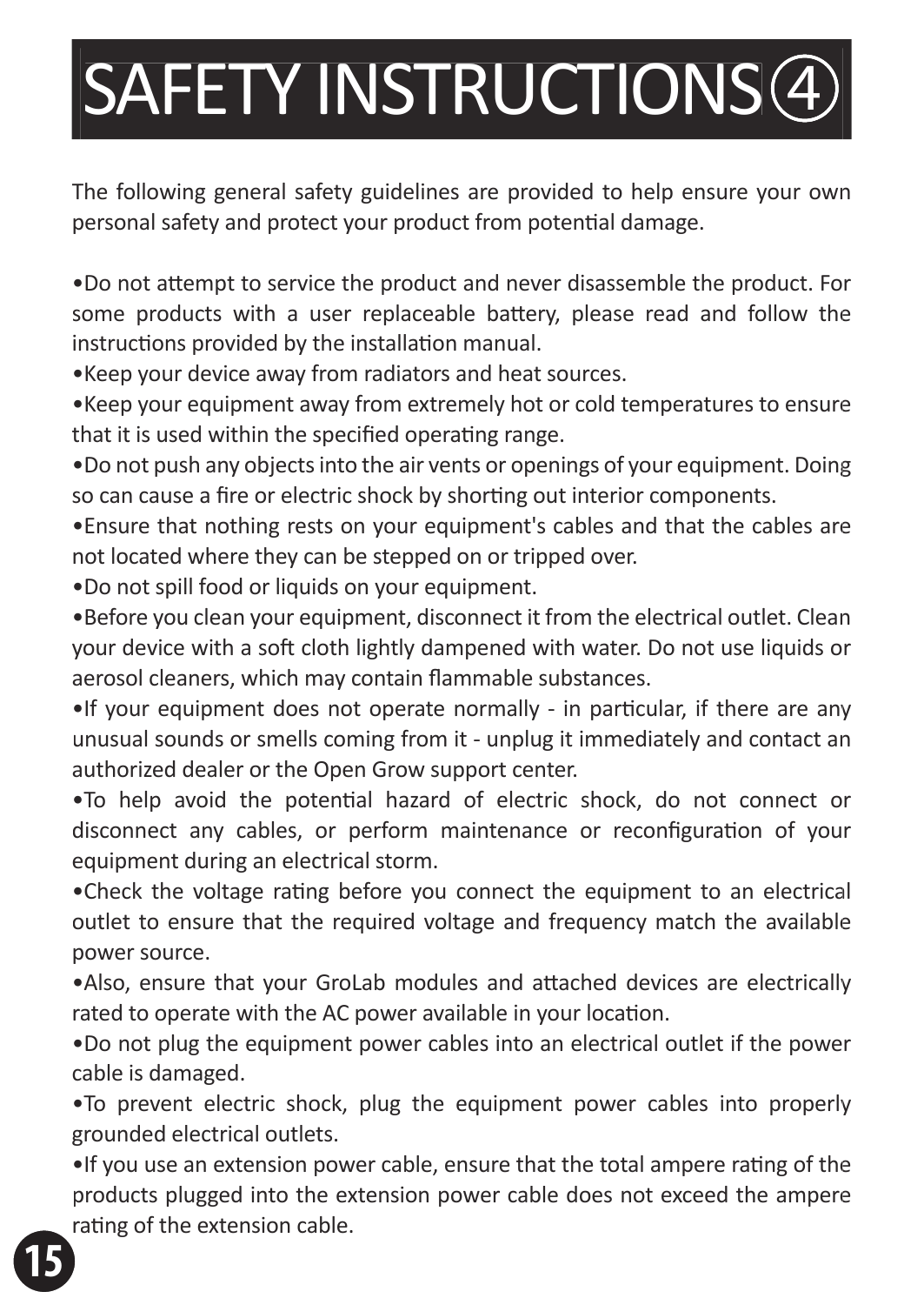# SAFETY INSTRUCTIONS④

The following general safety guidelines are provided to help ensure your own personal safety and protect your product from potential damage.

•Do not attempt to service the product and never disassemble the product. For some products with a user replaceable battery, please read and follow the instructions provided by the installation manual.

•Keep your device away from radiators and heat sources.

•Keep your equipment away from extremely hot or cold temperatures to ensure that it is used within the specified operating range.

•Do not push any objects into the air vents or openings of your equipment. Doing so can cause a fire or electric shock by shorting out interior components.

•Ensure that nothing rests on your equipment's cables and that the cables are not located where they can be stepped on or tripped over.

•Do not spill food or liquids on your equipment.

•Before you clean your equipment, disconnect it from the electrical outlet. Clean your device with a soft cloth lightly dampened with water. Do not use liquids or aerosol cleaners, which may contain flammable substances.

•If your equipment does not operate normally - in particular, if there are any unusual sounds or smells coming from it - unplug it immediately and contact an authorized dealer or the Open Grow support center.

•To help avoid the potential hazard of electric shock, do not connect or disconnect any cables, or perform maintenance or reconfiguration of your equipment during an electrical storm.

•Check the voltage rating before you connect the equipment to an electrical outlet to ensure that the required voltage and frequency match the available power source.

•Also, ensure that your GroLab modules and attached devices are electrically rated to operate with the AC power available in your location.

•Do not plug the equipment power cables into an electrical outlet if the power cable is damaged.

•To prevent electric shock, plug the equipment power cables into properly grounded electrical outlets.

•If you use an extension power cable, ensure that the total ampere rating of the products plugged into the extension power cable does not exceed the ampere rating of the extension cable.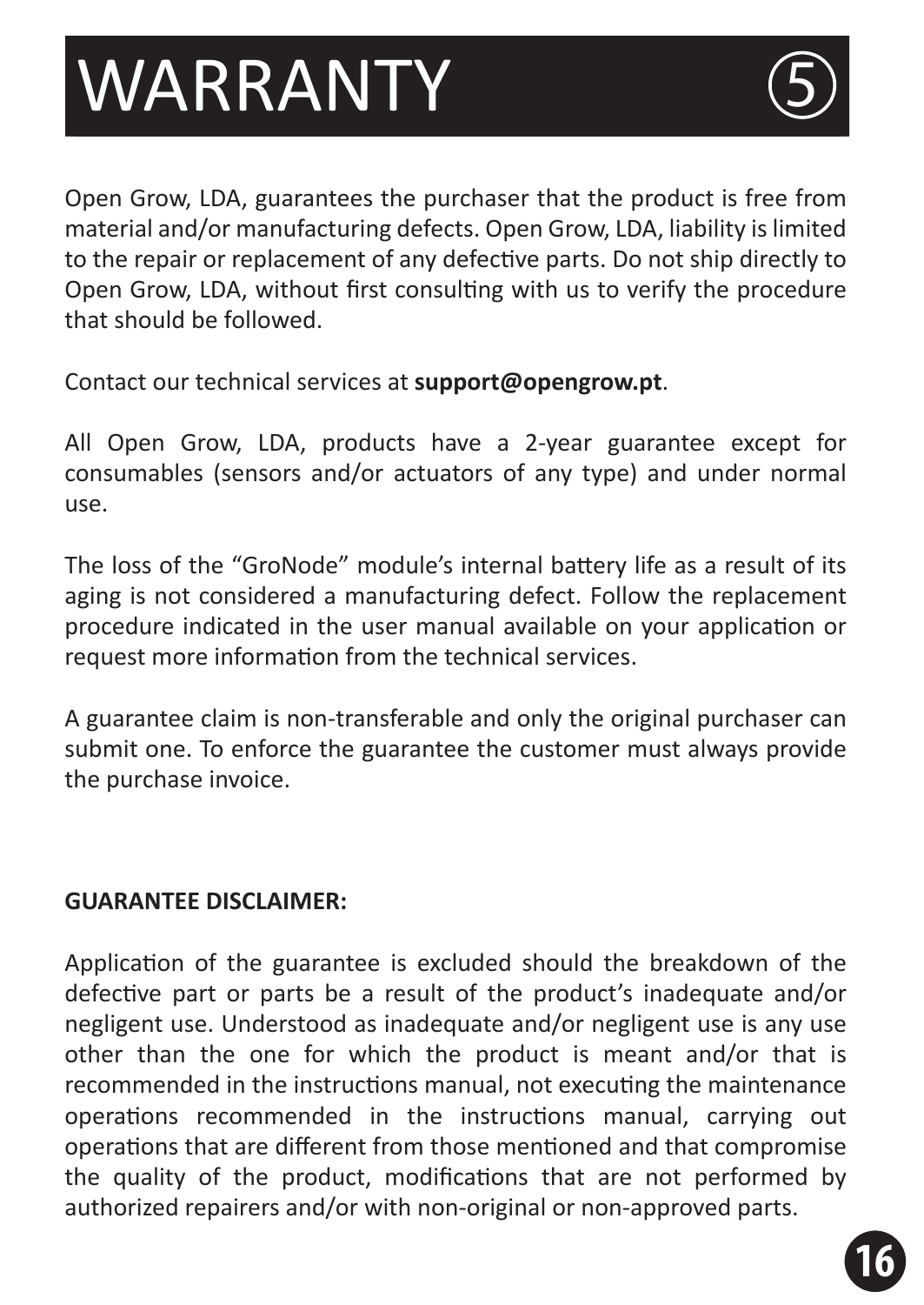# WARRANTY ⑤

Open Grow, LDA, guarantees the purchaser that the product is free from material and/or manufacturing defects. Open Grow, LDA, liability is limited to the repair or replacement of any defective parts. Do not ship directly to Open Grow, LDA, without first consulting with us to verify the procedure that should be followed.

Contact our technical services at **support@opengrow.pt**.

All Open Grow, LDA, products have a 2-year guarantee except for consumables (sensors and/or actuators of any type) and under normal use.

The loss of the "GroNode" module's internal battery life as a result of its aging is not considered a manufacturing defect. Follow the replacement procedure indicated in the user manual available on your application or request more information from the technical services.

A guarantee claim is non-transferable and only the original purchaser can submit one. To enforce the guarantee the customer must always provide the purchase invoice.

**GUARANTEE DISCLAIMER:**

Application of the guarantee is excluded should the breakdown of the defective part or parts be a result of the product's inadequate and/or negligent use. Understood as inadequate and/or negligent use is any use other than the one for which the product is meant and/or that is recommended in the instructions manual, not executing the maintenance operations recommended in the instructions manual, carrying out operations that are different from those mentioned and that compromise the quality of the product, modifications that are not performed by authorized repairers and/or with non-original or non-approved parts.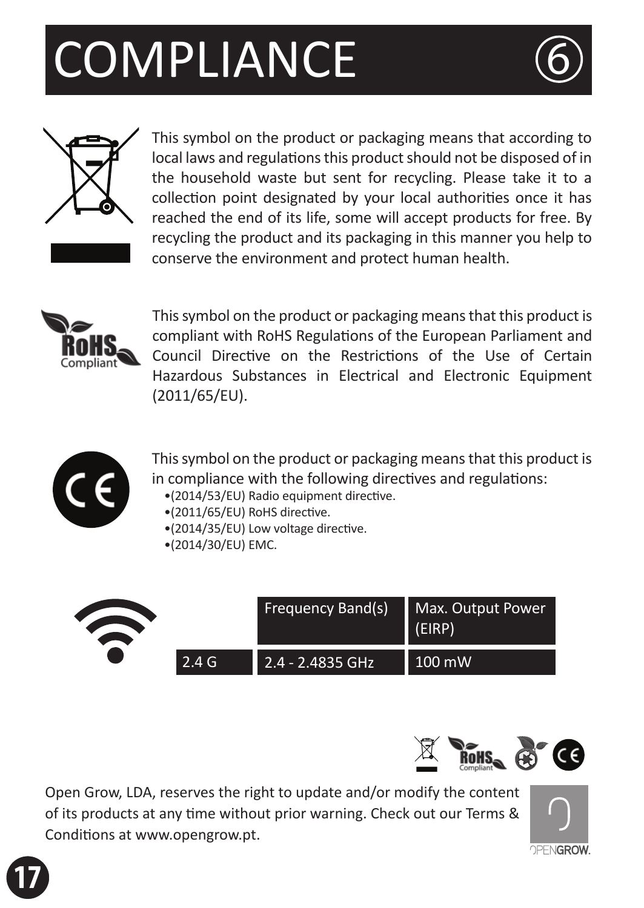# COMPLIANCE ⑥

This symbol on the product or packaging means that according to local laws and regulations this product should not be disposed of in the household waste but sent for recycling. Please take it to a collection point designated by your local authorities once it has reached the end of its life, some will accept products for free. By recycling the product and its packaging in this manner you help to conserve the environment and protect human health.

This symbol on the product or packaging means that this product is compliant with RoHS Regulations of the European Parliament and Council Directive on the Restrictions of the Use of Certain Hazardous Substances in Electrical and Electronic Equipment (2011/65/EU).

This symbol on the product or packaging means that this product is in compliance with the following directives and regulations:

- (2014/53/EU) Radio equipment directive.
- (2011/65/EU) RoHS directive.
- (2014/35/EU) Low voltage directive.
- (2014/30/EU) EMC.

| | Frequency Band(s) | Max. Output Power (EIRP) |
|---|---|---|
| 2.4 G | 2.4 - 2.4835 GHz | 100 mW |

Open Grow, LDA, reserves the right to update and/or modify the content of its products at any time without prior warning. Check out our Terms & Conditions at www.opengrow.pt.

OPENGROW.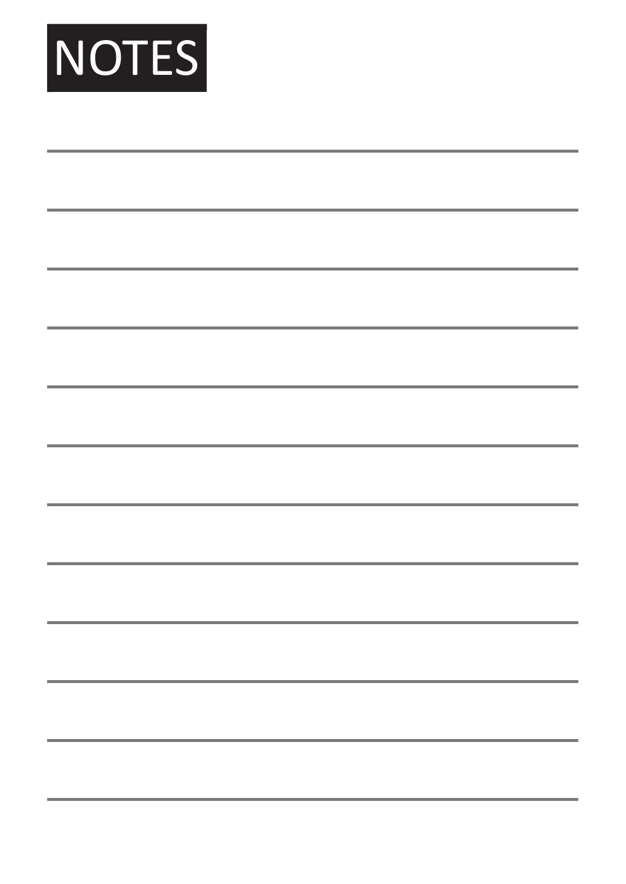# NOTES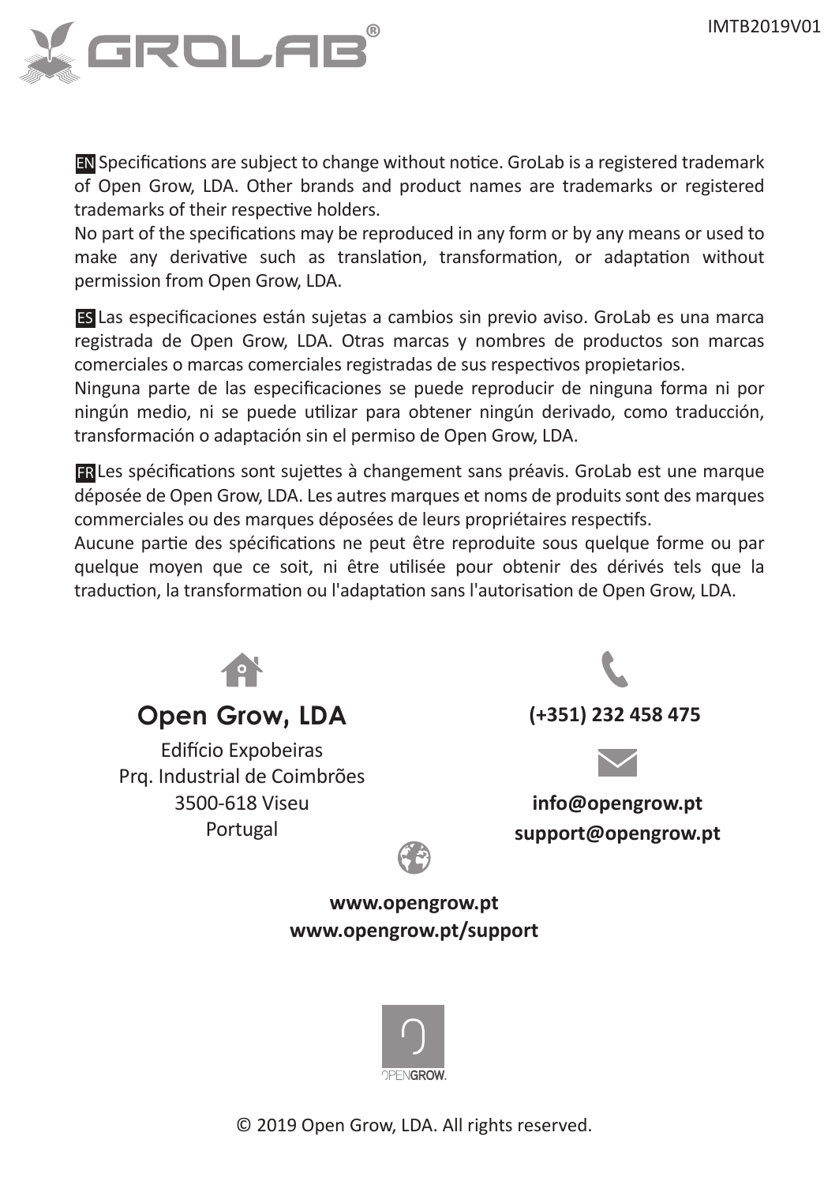IMTB2019V01

GROLAB®

EN Specifications are subject to change without notice. GroLab is a registered trademark of Open Grow, LDA. Other brands and product names are trademarks or registered trademarks of their respective holders.
No part of the specifications may be reproduced in any form or by any means or used to make any derivative such as translation, transformation, or adaptation without permission from Open Grow, LDA.

ES Las especificaciones están sujetas a cambios sin previo aviso. GroLab es una marca registrada de Open Grow, LDA. Otras marcas y nombres de productos son marcas comerciales o marcas comerciales registradas de sus respectivos propietarios.
Ninguna parte de las especificaciones se puede reproducir de ninguna forma ni por ningún medio, ni se puede utilizar para obtener ningún derivado, como traducción, transformación o adaptación sin el permiso de Open Grow, LDA.

FR Les spécifications sont sujettes à changement sans préavis. GroLab est une marque déposée de Open Grow, LDA. Les autres marques et noms de produits sont des marques commerciales ou des marques déposées de leurs propriétaires respectifs.
Aucune partie des spécifications ne peut être reproduite sous quelque forme ou par quelque moyen que ce soit, ni être utilisée pour obtenir des dérivés tels que la traduction, la transformation ou l'adaptation sans l'autorisation de Open Grow, LDA.

**Open Grow, LDA**

Edifício Expobeiras
Prq. Industrial de Coimbrões
3500-618 Viseu
Portugal

**(+351) 232 458 475**

**info@opengrow.pt**
**support@opengrow.pt**

**www.opengrow.pt**
**www.opengrow.pt/support**

OPENGROW.

© 2019 Open Grow, LDA. All rights reserved.